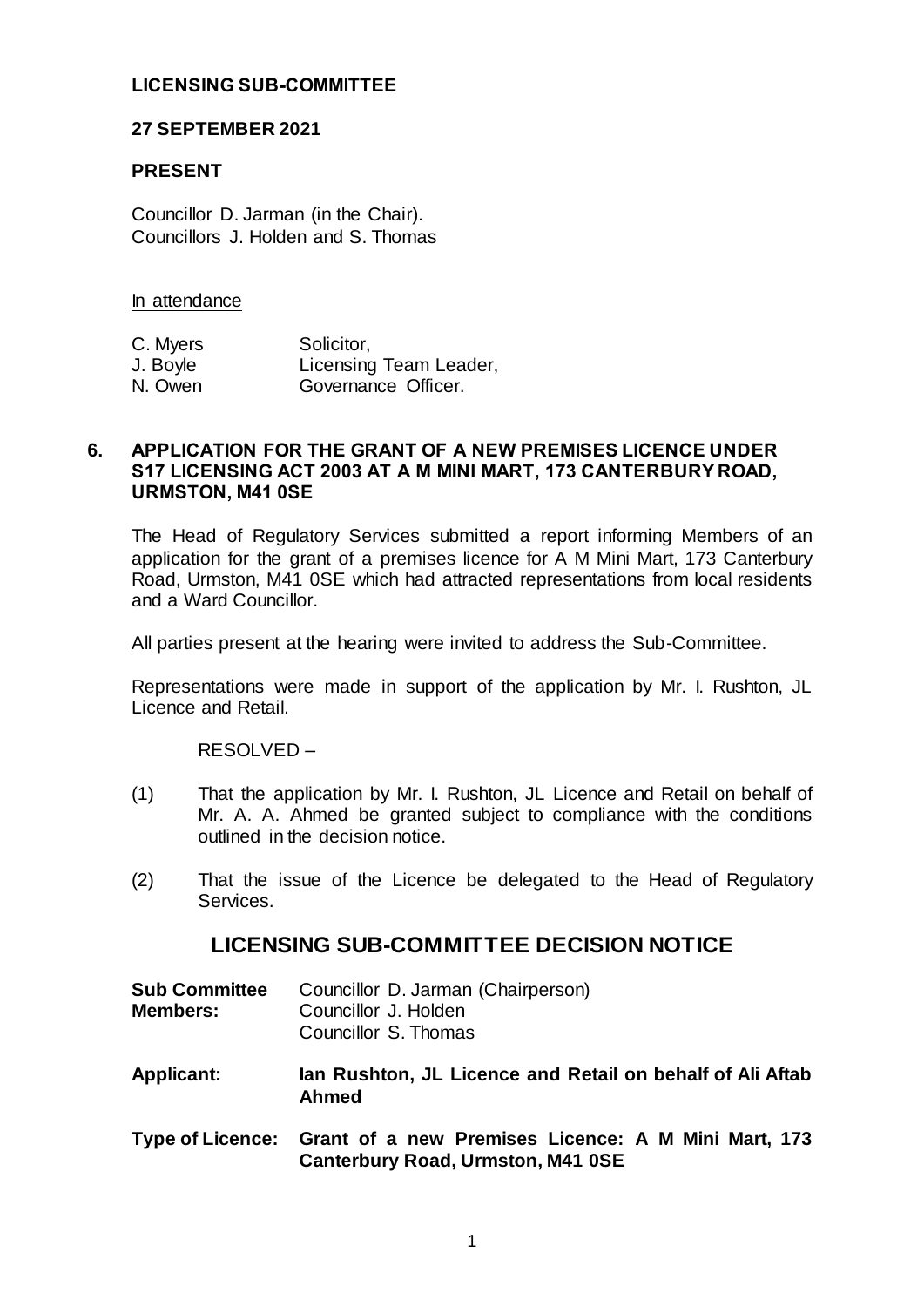**LICENSING SUB-COMMITTEE**

**27 SEPTEMBER 2021**

**PRESENT**

Councillor D. Jarman (in the Chair).
Councillors J. Holden and S. Thomas

In attendance

| | |
|---|---|
| C. Myers | Solicitor, |
| J. Boyle | Licensing Team Leader, |
| N. Owen | Governance Officer. |

**6. APPLICATION FOR THE GRANT OF A NEW PREMISES LICENCE UNDER S17 LICENSING ACT 2003 AT A M MINI MART, 173 CANTERBURY ROAD, URMSTON, M41 0SE**

The Head of Regulatory Services submitted a report informing Members of an application for the grant of a premises licence for A M Mini Mart, 173 Canterbury Road, Urmston, M41 0SE which had attracted representations from local residents and a Ward Councillor.

All parties present at the hearing were invited to address the Sub-Committee.

Representations were made in support of the application by Mr. I. Rushton, JL Licence and Retail.

RESOLVED –

(1) That the application by Mr. I. Rushton, JL Licence and Retail on behalf of Mr. A. A. Ahmed be granted subject to compliance with the conditions outlined in the decision notice.

(2) That the issue of the Licence be delegated to the Head of Regulatory Services.

## LICENSING SUB-COMMITTEE DECISION NOTICE

| | |
|---|---|
| **Sub Committee Members:** | Councillor D. Jarman (Chairperson)<br>Councillor J. Holden<br>Councillor S. Thomas |
| **Applicant:** | **Ian Rushton, JL Licence and Retail on behalf of Ali Aftab Ahmed** |
| **Type of Licence:** | **Grant of a new Premises Licence: A M Mini Mart, 173 Canterbury Road, Urmston, M41 0SE** |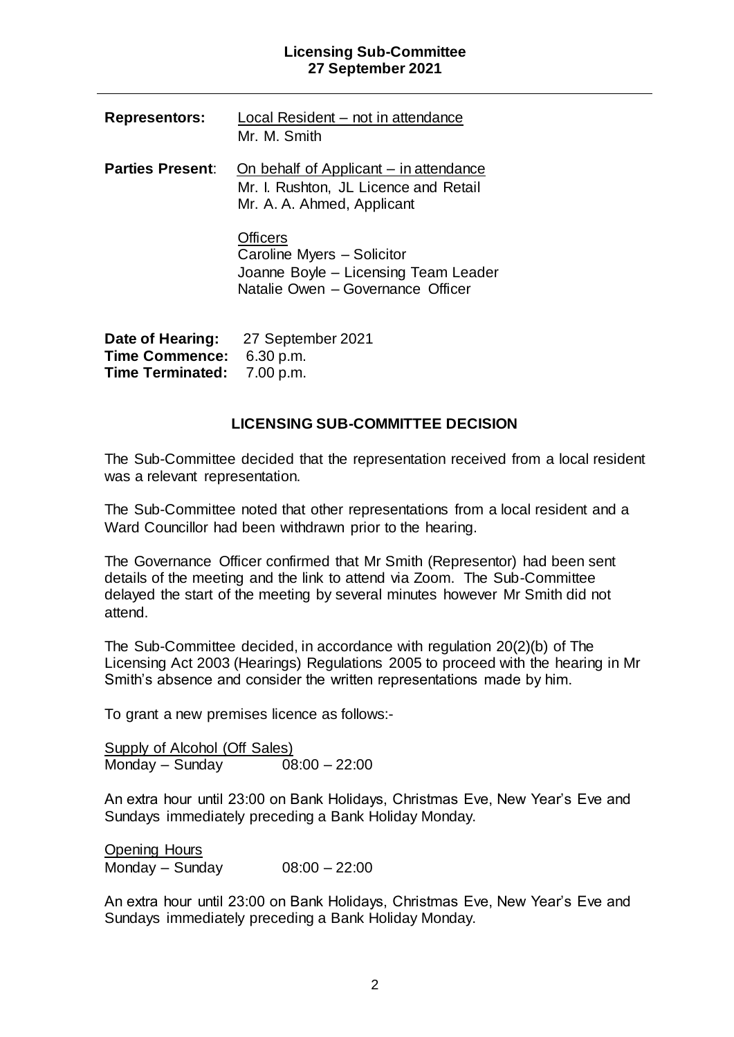**Representors:** Local Resident – not in attendance
Mr. M. Smith

**Parties Present**: On behalf of Applicant – in attendance
Mr. I. Rushton, JL Licence and Retail
Mr. A. A. Ahmed, Applicant

Officers
Caroline Myers – Solicitor
Joanne Boyle – Licensing Team Leader
Natalie Owen – Governance Officer

**Date of Hearing:** 27 September 2021
**Time Commence:** 6.30 p.m.
**Time Terminated:** 7.00 p.m.

## LICENSING SUB-COMMITTEE DECISION

The Sub-Committee decided that the representation received from a local resident was a relevant representation.

The Sub-Committee noted that other representations from a local resident and a Ward Councillor had been withdrawn prior to the hearing.

The Governance Officer confirmed that Mr Smith (Representor) had been sent details of the meeting and the link to attend via Zoom. The Sub-Committee delayed the start of the meeting by several minutes however Mr Smith did not attend.

The Sub-Committee decided, in accordance with regulation 20(2)(b) of The Licensing Act 2003 (Hearings) Regulations 2005 to proceed with the hearing in Mr Smith's absence and consider the written representations made by him.

To grant a new premises licence as follows:-

Supply of Alcohol (Off Sales)
Monday – Sunday 08:00 – 22:00

An extra hour until 23:00 on Bank Holidays, Christmas Eve, New Year's Eve and Sundays immediately preceding a Bank Holiday Monday.

Opening Hours
Monday – Sunday 08:00 – 22:00

An extra hour until 23:00 on Bank Holidays, Christmas Eve, New Year's Eve and Sundays immediately preceding a Bank Holiday Monday.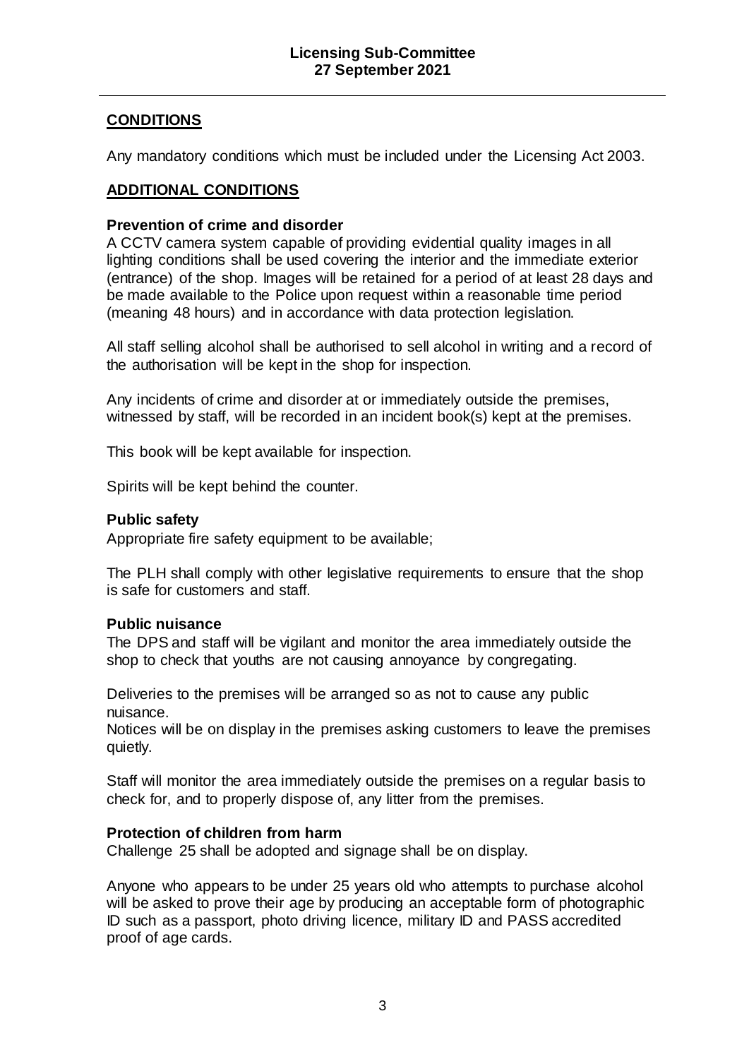## CONDITIONS

Any mandatory conditions which must be included under the Licensing Act 2003.

## ADDITIONAL CONDITIONS

### Prevention of crime and disorder

A CCTV camera system capable of providing evidential quality images in all lighting conditions shall be used covering the interior and the immediate exterior (entrance) of the shop. Images will be retained for a period of at least 28 days and be made available to the Police upon request within a reasonable time period (meaning 48 hours) and in accordance with data protection legislation.

All staff selling alcohol shall be authorised to sell alcohol in writing and a record of the authorisation will be kept in the shop for inspection.

Any incidents of crime and disorder at or immediately outside the premises, witnessed by staff, will be recorded in an incident book(s) kept at the premises.

This book will be kept available for inspection.

Spirits will be kept behind the counter.

### Public safety

Appropriate fire safety equipment to be available;

The PLH shall comply with other legislative requirements to ensure that the shop is safe for customers and staff.

### Public nuisance

The DPS and staff will be vigilant and monitor the area immediately outside the shop to check that youths are not causing annoyance by congregating.

Deliveries to the premises will be arranged so as not to cause any public nuisance.

Notices will be on display in the premises asking customers to leave the premises quietly.

Staff will monitor the area immediately outside the premises on a regular basis to check for, and to properly dispose of, any litter from the premises.

### Protection of children from harm

Challenge 25 shall be adopted and signage shall be on display.

Anyone who appears to be under 25 years old who attempts to purchase alcohol will be asked to prove their age by producing an acceptable form of photographic ID such as a passport, photo driving licence, military ID and PASS accredited proof of age cards.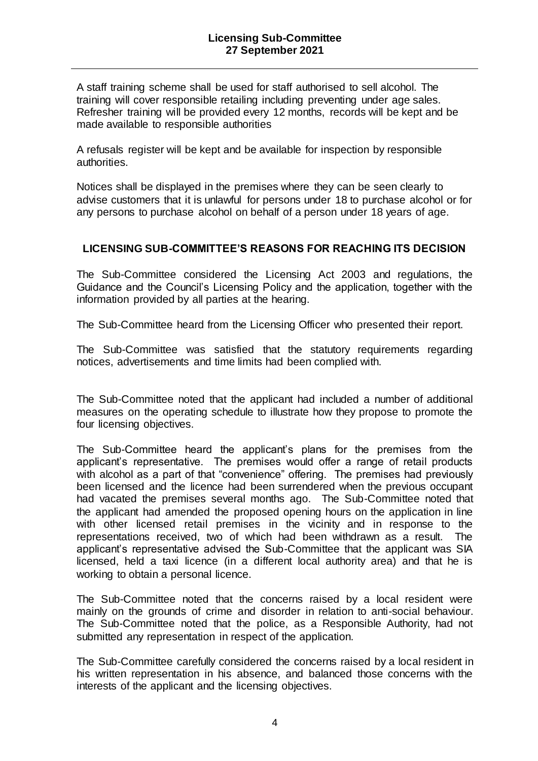A staff training scheme shall be used for staff authorised to sell alcohol. The training will cover responsible retailing including preventing under age sales. Refresher training will be provided every 12 months, records will be kept and be made available to responsible authorities

A refusals register will be kept and be available for inspection by responsible authorities.

Notices shall be displayed in the premises where they can be seen clearly to advise customers that it is unlawful for persons under 18 to purchase alcohol or for any persons to purchase alcohol on behalf of a person under 18 years of age.

## LICENSING SUB-COMMITTEE'S REASONS FOR REACHING ITS DECISION

The Sub-Committee considered the Licensing Act 2003 and regulations, the Guidance and the Council's Licensing Policy and the application, together with the information provided by all parties at the hearing.

The Sub-Committee heard from the Licensing Officer who presented their report.

The Sub-Committee was satisfied that the statutory requirements regarding notices, advertisements and time limits had been complied with.

The Sub-Committee noted that the applicant had included a number of additional measures on the operating schedule to illustrate how they propose to promote the four licensing objectives.

The Sub-Committee heard the applicant's plans for the premises from the applicant's representative. The premises would offer a range of retail products with alcohol as a part of that "convenience" offering. The premises had previously been licensed and the licence had been surrendered when the previous occupant had vacated the premises several months ago. The Sub-Committee noted that the applicant had amended the proposed opening hours on the application in line with other licensed retail premises in the vicinity and in response to the representations received, two of which had been withdrawn as a result. The applicant's representative advised the Sub-Committee that the applicant was SIA licensed, held a taxi licence (in a different local authority area) and that he is working to obtain a personal licence.

The Sub-Committee noted that the concerns raised by a local resident were mainly on the grounds of crime and disorder in relation to anti-social behaviour. The Sub-Committee noted that the police, as a Responsible Authority, had not submitted any representation in respect of the application.

The Sub-Committee carefully considered the concerns raised by a local resident in his written representation in his absence, and balanced those concerns with the interests of the applicant and the licensing objectives.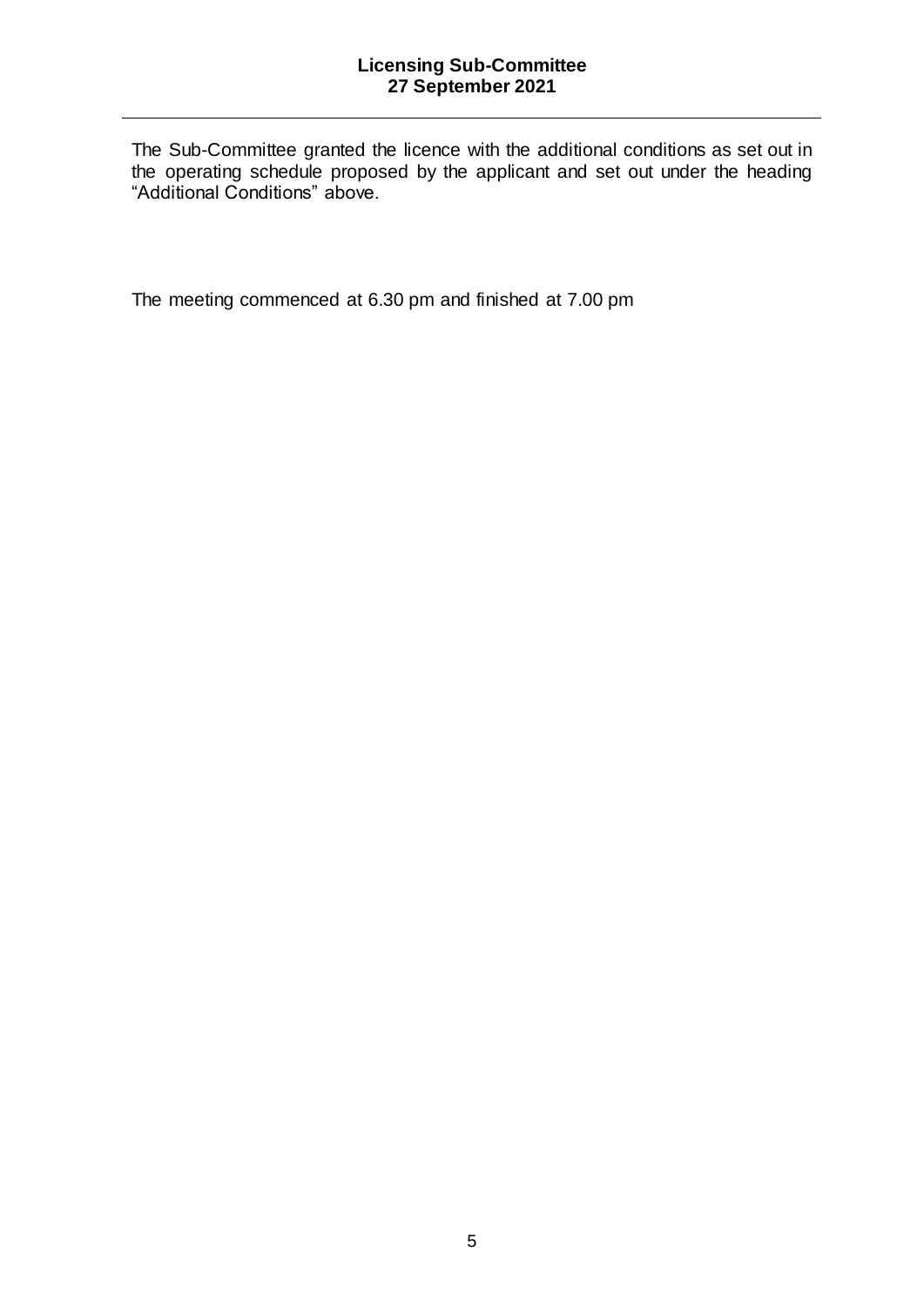The Sub-Committee granted the licence with the additional conditions as set out in the operating schedule proposed by the applicant and set out under the heading "Additional Conditions" above.

The meeting commenced at 6.30 pm and finished at 7.00 pm